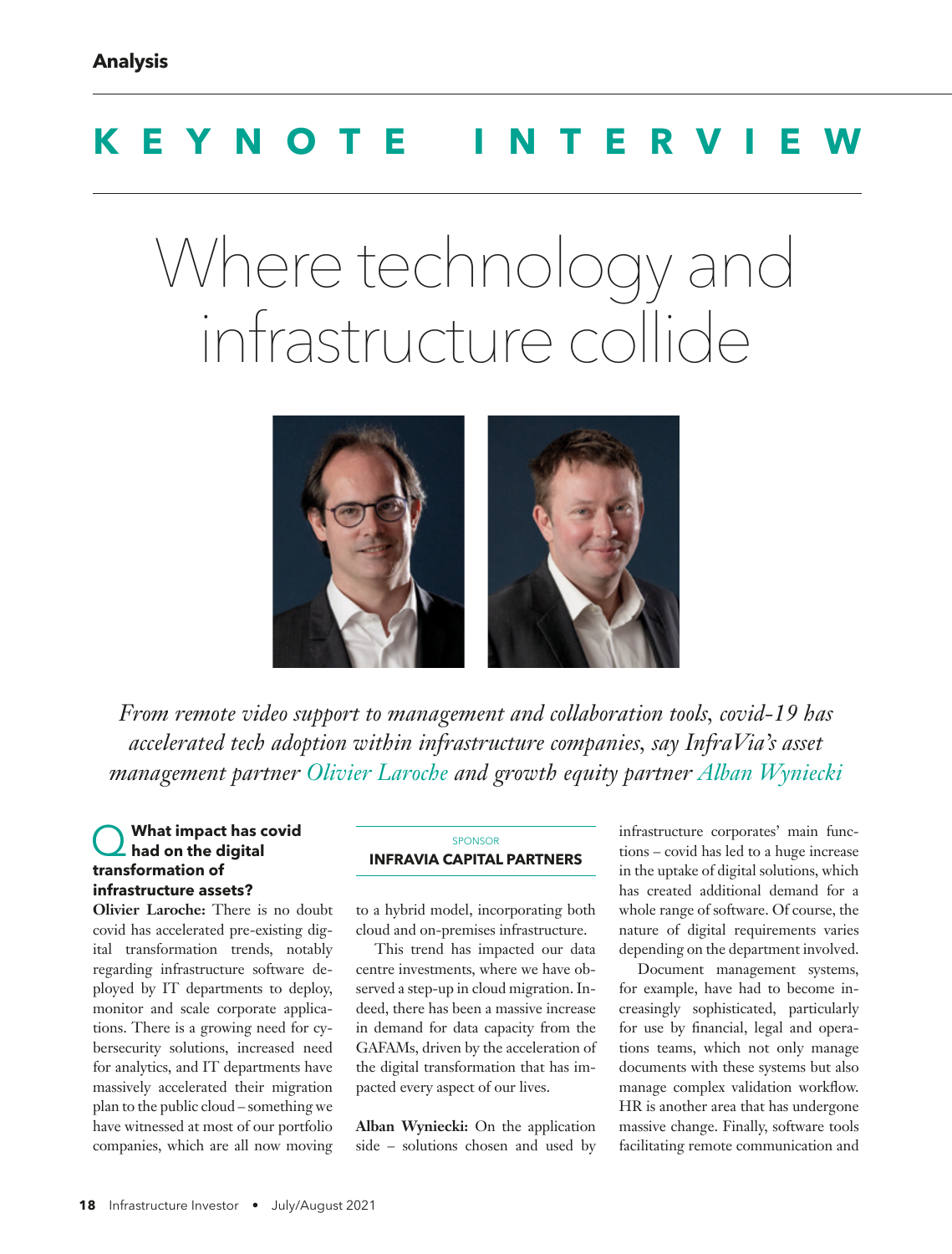Analysis

# KEYNOTE INTERVIEW

# Where technology and infrastructure collide

*From remote video support to management and collaboration tools, covid-19 has accelerated tech adoption within infrastructure companies, say InfraVia's asset management partner Olivier Laroche and growth equity partner Alban Wyniecki*

SPONSOR
**INFRAVIA CAPITAL PARTNERS**

**Q What impact has covid had on the digital transformation of infrastructure assets?**

**Olivier Laroche:** There is no doubt covid has accelerated pre-existing digital transformation trends, notably regarding infrastructure software deployed by IT departments to deploy, monitor and scale corporate applications. There is a growing need for cybersecurity solutions, increased need for analytics, and IT departments have massively accelerated their migration plan to the public cloud – something we have witnessed at most of our portfolio companies, which are all now moving to a hybrid model, incorporating both cloud and on-premises infrastructure.

This trend has impacted our data centre investments, where we have observed a step-up in cloud migration. Indeed, there has been a massive increase in demand for data capacity from the GAFAMs, driven by the acceleration of the digital transformation that has impacted every aspect of our lives.

**Alban Wyniecki:** On the application side – solutions chosen and used by infrastructure corporates' main functions – covid has led to a huge increase in the uptake of digital solutions, which has created additional demand for a whole range of software. Of course, the nature of digital requirements varies depending on the department involved.

Document management systems, for example, have had to become increasingly sophisticated, particularly for use by financial, legal and operations teams, which not only manage documents with these systems but also manage complex validation workflow. HR is another area that has undergone massive change. Finally, software tools facilitating remote communication and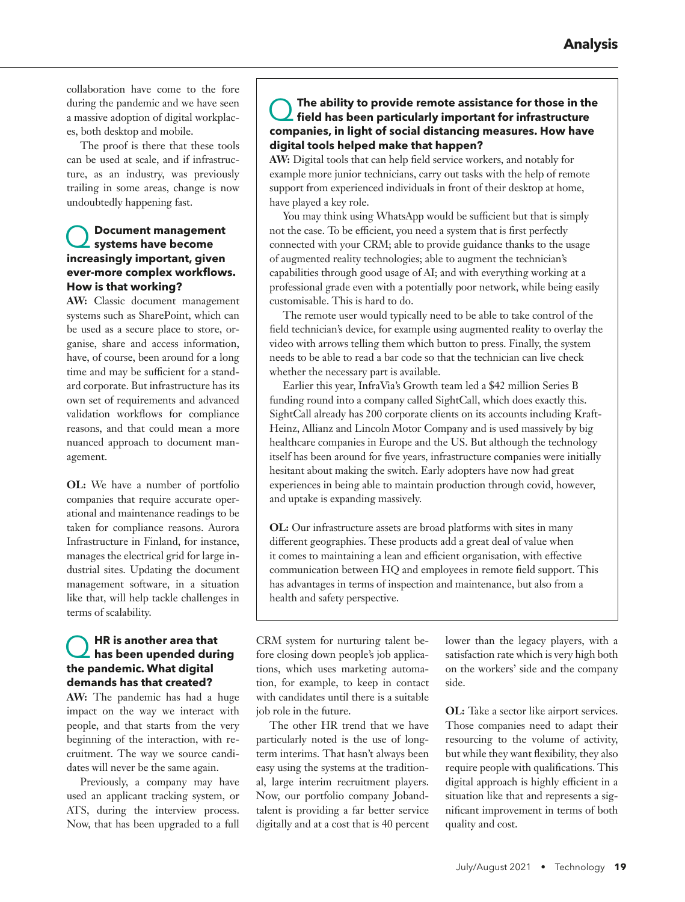collaboration have come to the fore during the pandemic and we have seen a massive adoption of digital workplaces, both desktop and mobile.

The proof is there that these tools can be used at scale, and if infrastructure, as an industry, was previously trailing in some areas, change is now undoubtedly happening fast.

### Q Document management systems have become increasingly important, given ever-more complex workflows. How is that working?

**AW:** Classic document management systems such as SharePoint, which can be used as a secure place to store, organise, share and access information, have, of course, been around for a long time and may be sufficient for a standard corporate. But infrastructure has its own set of requirements and advanced validation workflows for compliance reasons, and that could mean a more nuanced approach to document management.

**OL:** We have a number of portfolio companies that require accurate operational and maintenance readings to be taken for compliance reasons. Aurora Infrastructure in Finland, for instance, manages the electrical grid for large industrial sites. Updating the document management software, in a situation like that, will help tackle challenges in terms of scalability.

### Q The ability to provide remote assistance for those in the field has been particularly important for infrastructure companies, in light of social distancing measures. How have digital tools helped make that happen?

**AW:** Digital tools that can help field service workers, and notably for example more junior technicians, carry out tasks with the help of remote support from experienced individuals in front of their desktop at home, have played a key role.

You may think using WhatsApp would be sufficient but that is simply not the case. To be efficient, you need a system that is first perfectly connected with your CRM; able to provide guidance thanks to the usage of augmented reality technologies; able to augment the technician's capabilities through good usage of AI; and with everything working at a professional grade even with a potentially poor network, while being easily customisable. This is hard to do.

The remote user would typically need to be able to take control of the field technician's device, for example using augmented reality to overlay the video with arrows telling them which button to press. Finally, the system needs to be able to read a bar code so that the technician can live check whether the necessary part is available.

Earlier this year, InfraVia's Growth team led a $42 million Series B funding round into a company called SightCall, which does exactly this. SightCall already has 200 corporate clients on its accounts including Kraft-Heinz, Allianz and Lincoln Motor Company and is used massively by big healthcare companies in Europe and the US. But although the technology itself has been around for five years, infrastructure companies were initially hesitant about making the switch. Early adopters have now had great experiences in being able to maintain production through covid, however, and uptake is expanding massively.

**OL:** Our infrastructure assets are broad platforms with sites in many different geographies. These products add a great deal of value when it comes to maintaining a lean and efficient organisation, with effective communication between HQ and employees in remote field support. This has advantages in terms of inspection and maintenance, but also from a health and safety perspective.

### Q HR is another area that has been upended during the pandemic. What digital demands has that created?

**AW:** The pandemic has had a huge impact on the way we interact with people, and that starts from the very beginning of the interaction, with recruitment. The way we source candidates will never be the same again.

Previously, a company may have used an applicant tracking system, or ATS, during the interview process. Now, that has been upgraded to a full CRM system for nurturing talent before closing down people's job applications, which uses marketing automation, for example, to keep in contact with candidates until there is a suitable job role in the future.

The other HR trend that we have particularly noted is the use of long-term interims. That hasn't always been easy using the systems at the traditional, large interim recruitment players. Now, our portfolio company Jobandtalent is providing a far better service digitally and at a cost that is 40 percent lower than the legacy players, with a satisfaction rate which is very high both on the workers' side and the company side.

**OL:** Take a sector like airport services. Those companies need to adapt their resourcing to the volume of activity, but while they want flexibility, they also require people with qualifications. This digital approach is highly efficient in a situation like that and represents a significant improvement in terms of both quality and cost.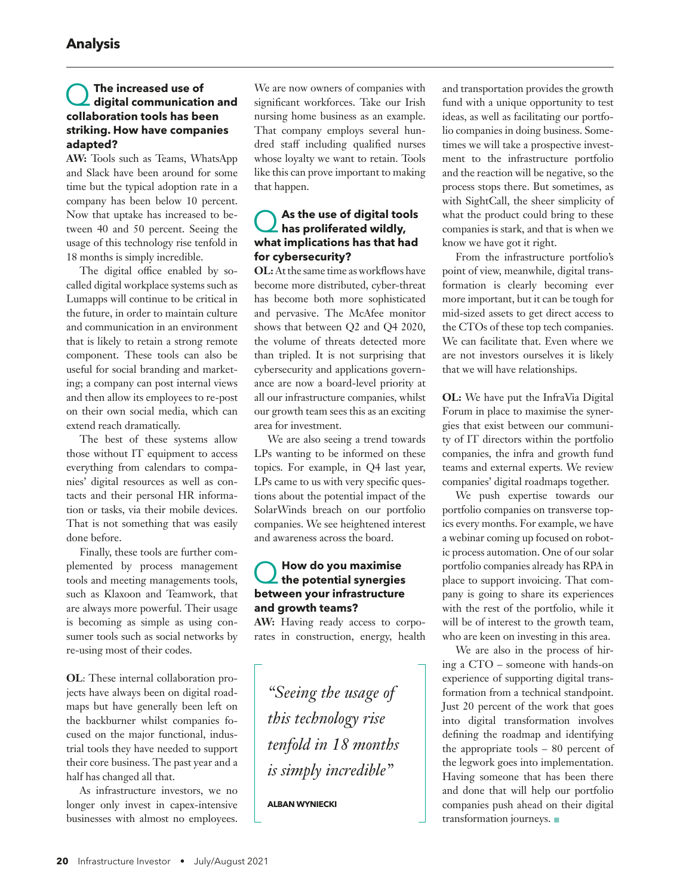## Analysis

### Q The increased use of digital communication and collaboration tools has been striking. How have companies adapted?

**AW:** Tools such as Teams, WhatsApp and Slack have been around for some time but the typical adoption rate in a company has been below 10 percent. Now that uptake has increased to between 40 and 50 percent. Seeing the usage of this technology rise tenfold in 18 months is simply incredible.

The digital office enabled by so-called digital workplace systems such as Lumapps will continue to be critical in the future, in order to maintain culture and communication in an environment that is likely to retain a strong remote component. These tools can also be useful for social branding and marketing; a company can post internal views and then allow its employees to re-post on their own social media, which can extend reach dramatically.

The best of these systems allow those without IT equipment to access everything from calendars to companies' digital resources as well as contacts and their personal HR information or tasks, via their mobile devices. That is not something that was easily done before.

Finally, these tools are further complemented by process management tools and meeting managements tools, such as Klaxoon and Teamwork, that are always more powerful. Their usage is becoming as simple as using consumer tools such as social networks by re-using most of their codes.

**OL**: These internal collaboration projects have always been on digital roadmaps but have generally been left on the backburner whilst companies focused on the major functional, industrial tools they have needed to support their core business. The past year and a half has changed all that.

As infrastructure investors, we no longer only invest in capex-intensive businesses with almost no employees. We are now owners of companies with significant workforces. Take our Irish nursing home business as an example. That company employs several hundred staff including qualified nurses whose loyalty we want to retain. Tools like this can prove important to making that happen.

### Q As the use of digital tools has proliferated wildly, what implications has that had for cybersecurity?

**OL:** At the same time as workflows have become more distributed, cyber-threat has become both more sophisticated and pervasive. The McAfee monitor shows that between Q2 and Q4 2020, the volume of threats detected more than tripled. It is not surprising that cybersecurity and applications governance are now a board-level priority at all our infrastructure companies, whilst our growth team sees this as an exciting area for investment.

We are also seeing a trend towards LPs wanting to be informed on these topics. For example, in Q4 last year, LPs came to us with very specific questions about the potential impact of the SolarWinds breach on our portfolio companies. We see heightened interest and awareness across the board.

### Q How do you maximise the potential synergies between your infrastructure and growth teams?

**AW:** Having ready access to corporates in construction, energy, health and transportation provides the growth fund with a unique opportunity to test ideas, as well as facilitating our portfolio companies in doing business. Sometimes we will take a prospective investment to the infrastructure portfolio and the reaction will be negative, so the process stops there. But sometimes, as with SightCall, the sheer simplicity of what the product could bring to these companies is stark, and that is when we know we have got it right.

From the infrastructure portfolio's point of view, meanwhile, digital transformation is clearly becoming ever more important, but it can be tough for mid-sized assets to get direct access to the CTOs of these top tech companies. We can facilitate that. Even where we are not investors ourselves it is likely that we will have relationships.

**OL:** We have put the InfraVia Digital Forum in place to maximise the synergies that exist between our community of IT directors within the portfolio companies, the infra and growth fund teams and external experts. We review companies' digital roadmaps together.

We push expertise towards our portfolio companies on transverse topics every months. For example, we have a webinar coming up focused on robotic process automation. One of our solar portfolio companies already has RPA in place to support invoicing. That company is going to share its experiences with the rest of the portfolio, while it will be of interest to the growth team, who are keen on investing in this area.

We are also in the process of hiring a CTO – someone with hands-on experience of supporting digital transformation from a technical standpoint. Just 20 percent of the work that goes into digital transformation involves defining the roadmap and identifying the appropriate tools – 80 percent of the legwork goes into implementation. Having someone that has been there and done that will help our portfolio companies push ahead on their digital transformation journeys.

> *"Seeing the usage of this technology rise tenfold in 18 months is simply incredible"*
>
> ALBAN WYNIECKI